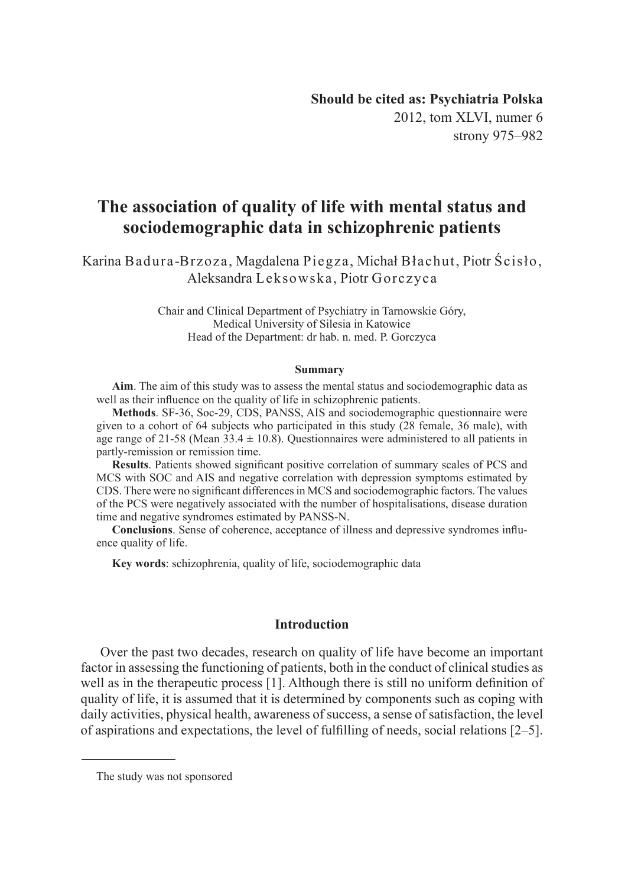**Should be cited as: Psychiatria Polska**
2012, tom XLVI, numer 6
strony 975–982

# The association of quality of life with mental status and sociodemographic data in schizophrenic patients

Karina Badura-Brzoza, Magdalena Piegza, Michał Błachut, Piotr Ścisło, Aleksandra Leksowska, Piotr Gorczyca

Chair and Clinical Department of Psychiatry in Tarnowskie Góry,
Medical University of Silesia in Katowice
Head of the Department: dr hab. n. med. P. Gorczyca

### Summary

**Aim**. The aim of this study was to assess the mental status and sociodemographic data as well as their influence on the quality of life in schizophrenic patients.

**Methods**. SF-36, Soc-29, CDS, PANSS, AIS and sociodemographic questionnaire were given to a cohort of 64 subjects who participated in this study (28 female, 36 male), with age range of 21-58 (Mean $33.4 \pm 10.8$). Questionnaires were administered to all patients in partly-remission or remission time.

**Results**. Patients showed significant positive correlation of summary scales of PCS and MCS with SOC and AIS and negative correlation with depression symptoms estimated by CDS. There were no significant differences in MCS and sociodemographic factors. The values of the PCS were negatively associated with the number of hospitalisations, disease duration time and negative syndromes estimated by PANSS-N.

**Conclusions**. Sense of coherence, acceptance of illness and depressive syndromes influence quality of life.

**Key words**: schizophrenia, quality of life, sociodemographic data

## Introduction

Over the past two decades, research on quality of life have become an important factor in assessing the functioning of patients, both in the conduct of clinical studies as well as in the therapeutic process [1]. Although there is still no uniform definition of quality of life, it is assumed that it is determined by components such as coping with daily activities, physical health, awareness of success, a sense of satisfaction, the level of aspirations and expectations, the level of fulfilling of needs, social relations [2–5].

---

The study was not sponsored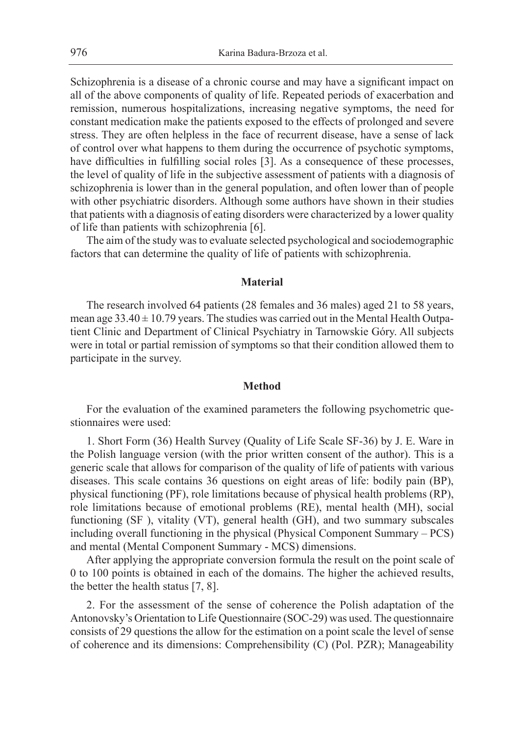Schizophrenia is a disease of a chronic course and may have a significant impact on all of the above components of quality of life. Repeated periods of exacerbation and remission, numerous hospitalizations, increasing negative symptoms, the need for constant medication make the patients exposed to the effects of prolonged and severe stress. They are often helpless in the face of recurrent disease, have a sense of lack of control over what happens to them during the occurrence of psychotic symptoms, have difficulties in fulfilling social roles [3]. As a consequence of these processes, the level of quality of life in the subjective assessment of patients with a diagnosis of schizophrenia is lower than in the general population, and often lower than of people with other psychiatric disorders. Although some authors have shown in their studies that patients with a diagnosis of eating disorders were characterized by a lower quality of life than patients with schizophrenia [6].

The aim of the study was to evaluate selected psychological and sociodemographic factors that can determine the quality of life of patients with schizophrenia.

## Material

The research involved 64 patients (28 females and 36 males) aged 21 to 58 years, mean age $33.40 \pm 10.79$ years. The studies was carried out in the Mental Health Outpatient Clinic and Department of Clinical Psychiatry in Tarnowskie Góry. All subjects were in total or partial remission of symptoms so that their condition allowed them to participate in the survey.

## Method

For the evaluation of the examined parameters the following psychometric questionnaires were used:

1. Short Form (36) Health Survey (Quality of Life Scale SF-36) by J. E. Ware in the Polish language version (with the prior written consent of the author). This is a generic scale that allows for comparison of the quality of life of patients with various diseases. This scale contains 36 questions on eight areas of life: bodily pain (BP), physical functioning (PF), role limitations because of physical health problems (RP), role limitations because of emotional problems (RE), mental health (MH), social functioning (SF ), vitality (VT), general health (GH), and two summary subscales including overall functioning in the physical (Physical Component Summary – PCS) and mental (Mental Component Summary - MCS) dimensions.

After applying the appropriate conversion formula the result on the point scale of 0 to 100 points is obtained in each of the domains. The higher the achieved results, the better the health status [7, 8].

2. For the assessment of the sense of coherence the Polish adaptation of the Antonovsky's Orientation to Life Questionnaire (SOC-29) was used. The questionnaire consists of 29 questions the allow for the estimation on a point scale the level of sense of coherence and its dimensions: Comprehensibility (C) (Pol. PZR); Manageability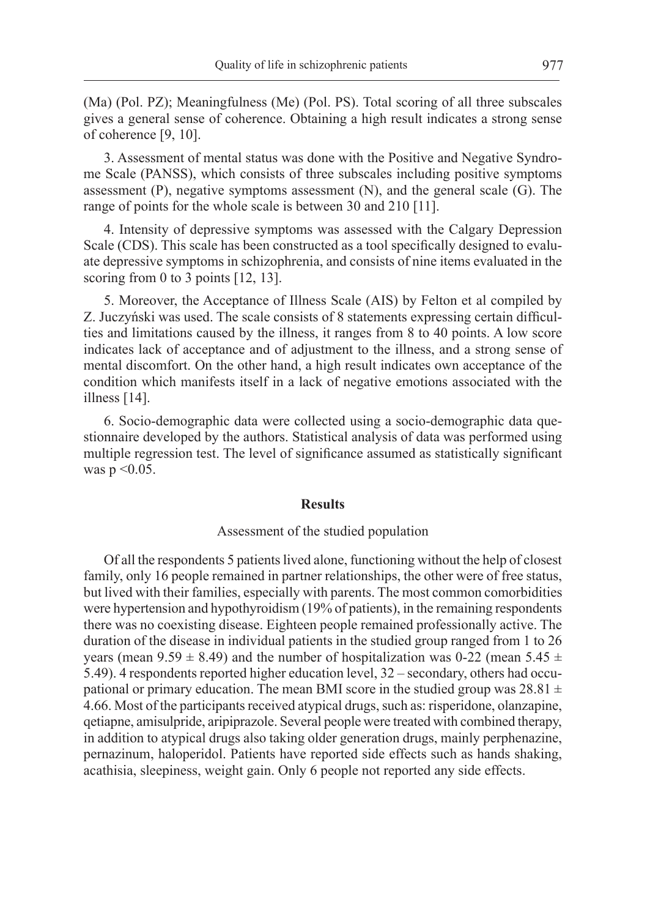(Ma) (Pol. PZ); Meaningfulness (Me) (Pol. PS). Total scoring of all three subscales gives a general sense of coherence. Obtaining a high result indicates a strong sense of coherence [9, 10].

3. Assessment of mental status was done with the Positive and Negative Syndrome Scale (PANSS), which consists of three subscales including positive symptoms assessment (P), negative symptoms assessment (N), and the general scale (G). The range of points for the whole scale is between 30 and 210 [11].

4. Intensity of depressive symptoms was assessed with the Calgary Depression Scale (CDS). This scale has been constructed as a tool specifically designed to evaluate depressive symptoms in schizophrenia, and consists of nine items evaluated in the scoring from 0 to 3 points [12, 13].

5. Moreover, the Acceptance of Illness Scale (AIS) by Felton et al compiled by Z. Juczyński was used. The scale consists of 8 statements expressing certain difficulties and limitations caused by the illness, it ranges from 8 to 40 points. A low score indicates lack of acceptance and of adjustment to the illness, and a strong sense of mental discomfort. On the other hand, a high result indicates own acceptance of the condition which manifests itself in a lack of negative emotions associated with the illness [14].

6. Socio-demographic data were collected using a socio-demographic data questionnaire developed by the authors. Statistical analysis of data was performed using multiple regression test. The level of significance assumed as statistically significant was $p < 0.05$.

## Results

### Assessment of the studied population

Of all the respondents 5 patients lived alone, functioning without the help of closest family, only 16 people remained in partner relationships, the other were of free status, but lived with their families, especially with parents. The most common comorbidities were hypertension and hypothyroidism (19% of patients), in the remaining respondents there was no coexisting disease. Eighteen people remained professionally active. The duration of the disease in individual patients in the studied group ranged from 1 to 26 years (mean $9.59 \pm 8.49$) and the number of hospitalization was 0-22 (mean $5.45 \pm 5.49$). 4 respondents reported higher education level, 32 – secondary, others had occupational or primary education. The mean BMI score in the studied group was $28.81 \pm 4.66$. Most of the participants received atypical drugs, such as: risperidone, olanzapine, qetiapne, amisulpride, aripiprazole. Several people were treated with combined therapy, in addition to atypical drugs also taking older generation drugs, mainly perphenazine, pernazinum, haloperidol. Patients have reported side effects such as hands shaking, acathisia, sleepiness, weight gain. Only 6 people not reported any side effects.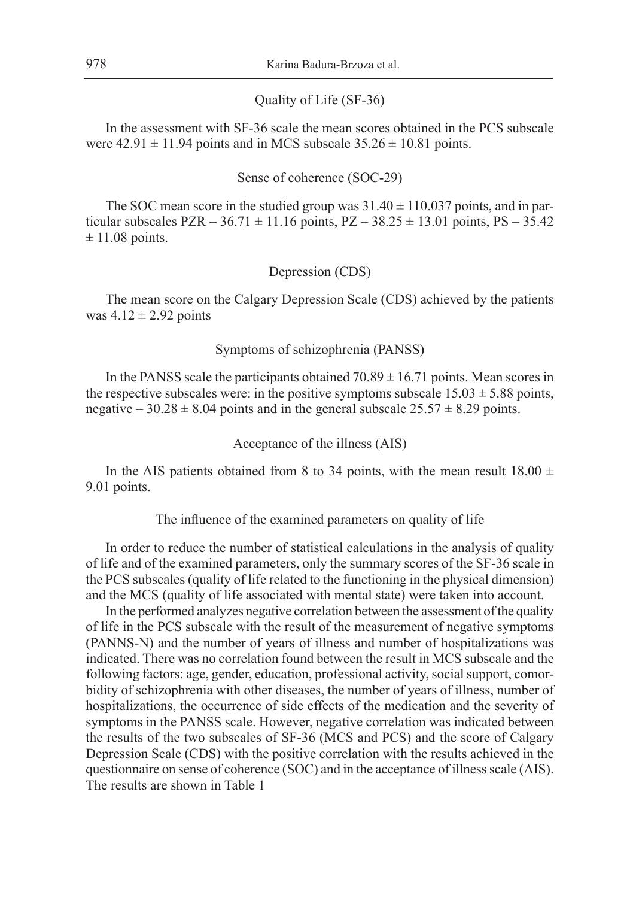### Quality of Life (SF-36)

In the assessment with SF-36 scale the mean scores obtained in the PCS subscale were $42.91 \pm 11.94$ points and in MCS subscale $35.26 \pm 10.81$ points.

### Sense of coherence (SOC-29)

The SOC mean score in the studied group was $31.40 \pm 110.037$ points, and in particular subscales PZR – $36.71 \pm 11.16$ points, PZ – $38.25 \pm 13.01$ points, PS – $35.42 \pm 11.08$ points.

### Depression (CDS)

The mean score on the Calgary Depression Scale (CDS) achieved by the patients was $4.12 \pm 2.92$ points

### Symptoms of schizophrenia (PANSS)

In the PANSS scale the participants obtained $70.89 \pm 16.71$ points. Mean scores in the respective subscales were: in the positive symptoms subscale $15.03 \pm 5.88$ points, negative – $30.28 \pm 8.04$ points and in the general subscale $25.57 \pm 8.29$ points.

### Acceptance of the illness (AIS)

In the AIS patients obtained from 8 to 34 points, with the mean result $18.00 \pm 9.01$ points.

### The influence of the examined parameters on quality of life

In order to reduce the number of statistical calculations in the analysis of quality of life and of the examined parameters, only the summary scores of the SF-36 scale in the PCS subscales (quality of life related to the functioning in the physical dimension) and the MCS (quality of life associated with mental state) were taken into account.

In the performed analyzes negative correlation between the assessment of the quality of life in the PCS subscale with the result of the measurement of negative symptoms (PANNS-N) and the number of years of illness and number of hospitalizations was indicated. There was no correlation found between the result in MCS subscale and the following factors: age, gender, education, professional activity, social support, comorbidity of schizophrenia with other diseases, the number of years of illness, number of hospitalizations, the occurrence of side effects of the medication and the severity of symptoms in the PANSS scale. However, negative correlation was indicated between the results of the two subscales of SF-36 (MCS and PCS) and the score of Calgary Depression Scale (CDS) with the positive correlation with the results achieved in the questionnaire on sense of coherence (SOC) and in the acceptance of illness scale (AIS). The results are shown in Table 1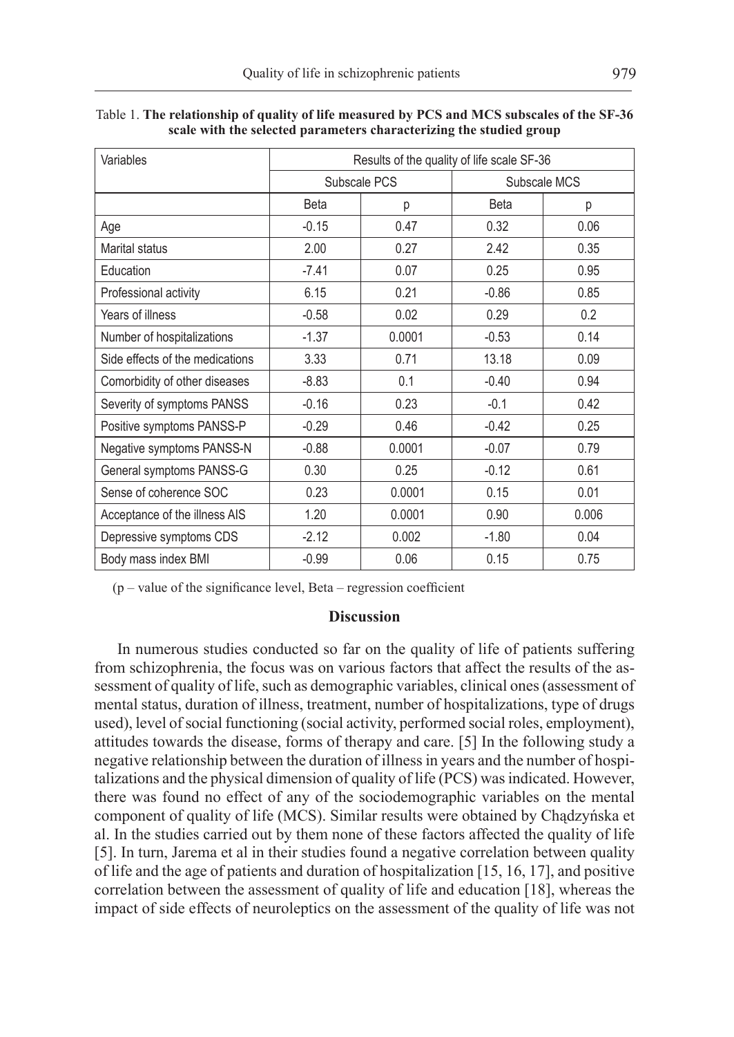Table 1. **The relationship of quality of life measured by PCS and MCS subscales of the SF-36 scale with the selected parameters characterizing the studied group**

| Variables | Results of the quality of life scale SF-36 | | | |
|---|---|---|---|---|
| | Subscale PCS | | Subscale MCS | |
| | Beta | p | Beta | p |
| Age | -0.15 | 0.47 | 0.32 | 0.06 |
| Marital status | 2.00 | 0.27 | 2.42 | 0.35 |
| Education | -7.41 | 0.07 | 0.25 | 0.95 |
| Professional activity | 6.15 | 0.21 | -0.86 | 0.85 |
| Years of illness | -0.58 | 0.02 | 0.29 | 0.2 |
| Number of hospitalizations | -1.37 | 0.0001 | -0.53 | 0.14 |
| Side effects of the medications | 3.33 | 0.71 | 13.18 | 0.09 |
| Comorbidity of other diseases | -8.83 | 0.1 | -0.40 | 0.94 |
| Severity of symptoms PANSS | -0.16 | 0.23 | -0.1 | 0.42 |
| Positive symptoms PANSS-P | -0.29 | 0.46 | -0.42 | 0.25 |
| Negative symptoms PANSS-N | -0.88 | 0.0001 | -0.07 | 0.79 |
| General symptoms PANSS-G | 0.30 | 0.25 | -0.12 | 0.61 |
| Sense of coherence SOC | 0.23 | 0.0001 | 0.15 | 0.01 |
| Acceptance of the illness AIS | 1.20 | 0.0001 | 0.90 | 0.006 |
| Depressive symptoms CDS | -2.12 | 0.002 | -1.80 | 0.04 |
| Body mass index BMI | -0.99 | 0.06 | 0.15 | 0.75 |

(p – value of the significance level, Beta – regression coefficient

## Discussion

In numerous studies conducted so far on the quality of life of patients suffering from schizophrenia, the focus was on various factors that affect the results of the assessment of quality of life, such as demographic variables, clinical ones (assessment of mental status, duration of illness, treatment, number of hospitalizations, type of drugs used), level of social functioning (social activity, performed social roles, employment), attitudes towards the disease, forms of therapy and care. [5] In the following study a negative relationship between the duration of illness in years and the number of hospitalizations and the physical dimension of quality of life (PCS) was indicated. However, there was found no effect of any of the sociodemographic variables on the mental component of quality of life (MCS). Similar results were obtained by Chądzyńska et al. In the studies carried out by them none of these factors affected the quality of life [5]. In turn, Jarema et al in their studies found a negative correlation between quality of life and the age of patients and duration of hospitalization [15, 16, 17], and positive correlation between the assessment of quality of life and education [18], whereas the impact of side effects of neuroleptics on the assessment of the quality of life was not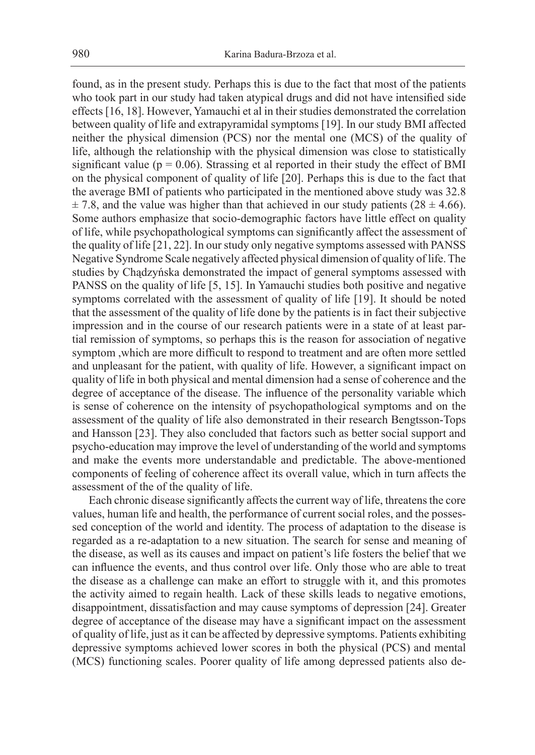found, as in the present study. Perhaps this is due to the fact that most of the patients who took part in our study had taken atypical drugs and did not have intensified side effects [16, 18]. However, Yamauchi et al in their studies demonstrated the correlation between quality of life and extrapyramidal symptoms [19]. In our study BMI affected neither the physical dimension (PCS) nor the mental one (MCS) of the quality of life, although the relationship with the physical dimension was close to statistically significant value ($p = 0.06$). Strassing et al reported in their study the effect of BMI on the physical component of quality of life [20]. Perhaps this is due to the fact that the average BMI of patients who participated in the mentioned above study was $32.8 \pm 7.8$, and the value was higher than that achieved in our study patients ($28 \pm 4.66$). Some authors emphasize that socio-demographic factors have little effect on quality of life, while psychopathological symptoms can significantly affect the assessment of the quality of life [21, 22]. In our study only negative symptoms assessed with PANSS Negative Syndrome Scale negatively affected physical dimension of quality of life. The studies by Chądzyńska demonstrated the impact of general symptoms assessed with PANSS on the quality of life [5, 15]. In Yamauchi studies both positive and negative symptoms correlated with the assessment of quality of life [19]. It should be noted that the assessment of the quality of life done by the patients is in fact their subjective impression and in the course of our research patients were in a state of at least partial remission of symptoms, so perhaps this is the reason for association of negative symptom ,which are more difficult to respond to treatment and are often more settled and unpleasant for the patient, with quality of life. However, a significant impact on quality of life in both physical and mental dimension had a sense of coherence and the degree of acceptance of the disease. The influence of the personality variable which is sense of coherence on the intensity of psychopathological symptoms and on the assessment of the quality of life also demonstrated in their research Bengtsson-Tops and Hansson [23]. They also concluded that factors such as better social support and psycho-education may improve the level of understanding of the world and symptoms and make the events more understandable and predictable. The above-mentioned components of feeling of coherence affect its overall value, which in turn affects the assessment of the of the of the quality of life.

Each chronic disease significantly affects the current way of life, threatens the core values, human life and health, the performance of current social roles, and the possessed conception of the world and identity. The process of adaptation to the disease is regarded as a re-adaptation to a new situation. The search for sense and meaning of the disease, as well as its causes and impact on patient's life fosters the belief that we can influence the events, and thus control over life. Only those who are able to treat the disease as a challenge can make an effort to struggle with it, and this promotes the activity aimed to regain health. Lack of these skills leads to negative emotions, disappointment, dissatisfaction and may cause symptoms of depression [24]. Greater degree of acceptance of the disease may have a significant impact on the assessment of quality of life, just as it can be affected by depressive symptoms. Patients exhibiting depressive symptoms achieved lower scores in both the physical (PCS) and mental (MCS) functioning scales. Poorer quality of life among depressed patients also de-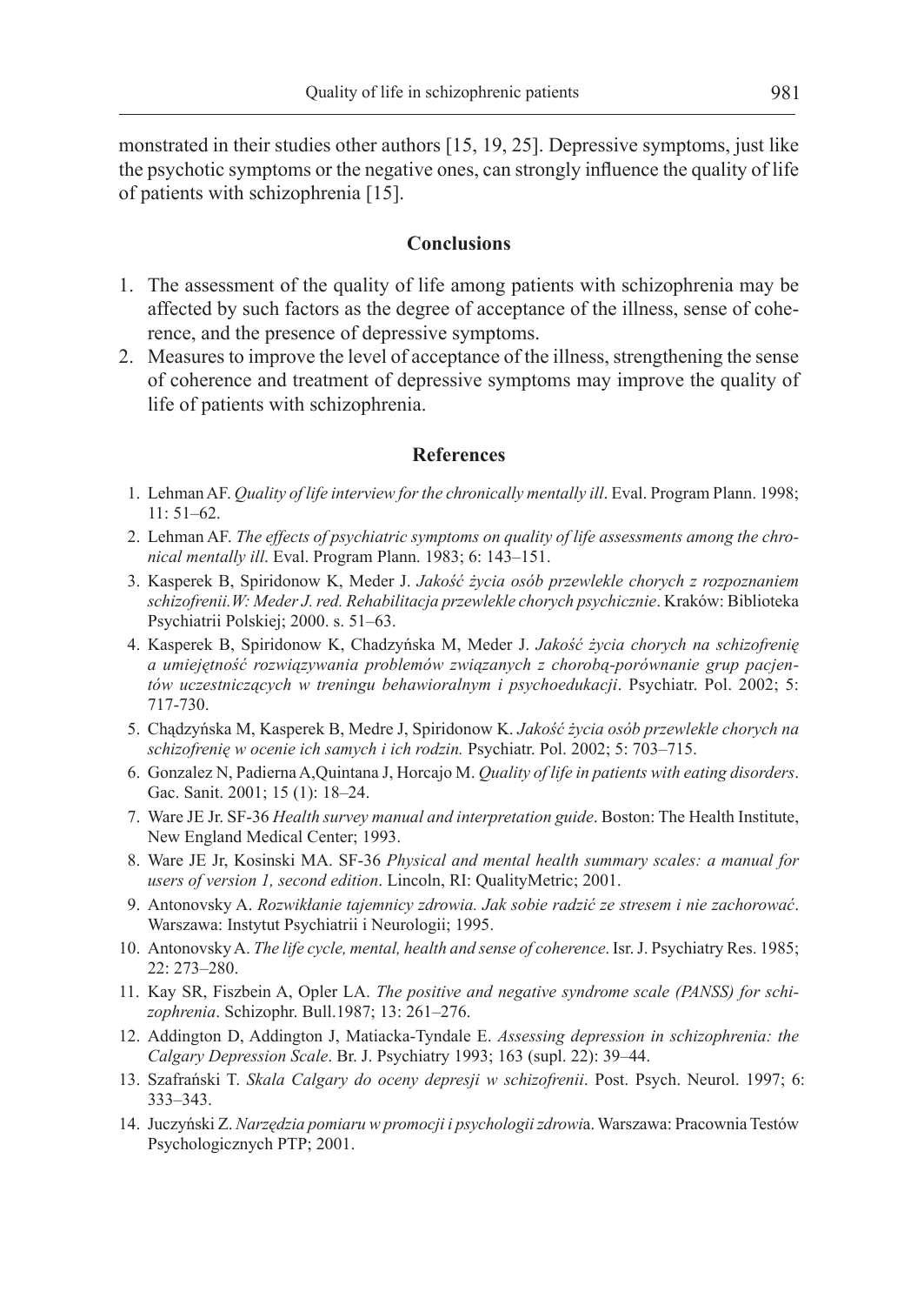monstrated in their studies other authors [15, 19, 25]. Depressive symptoms, just like the psychotic symptoms or the negative ones, can strongly influence the quality of life of patients with schizophrenia [15].

## Conclusions

1. The assessment of the quality of life among patients with schizophrenia may be affected by such factors as the degree of acceptance of the illness, sense of coherence, and the presence of depressive symptoms.
2. Measures to improve the level of acceptance of the illness, strengthening the sense of coherence and treatment of depressive symptoms may improve the quality of life of patients with schizophrenia.

## References

1. Lehman AF. *Quality of life interview for the chronically mentally ill*. Eval. Program Plann. 1998; 11: 51–62.
2. Lehman AF. *The effects of psychiatric symptoms on quality of life assessments among the chronical mentally ill*. Eval. Program Plann. 1983; 6: 143–151.
3. Kasperek B, Spiridonow K, Meder J. *Jakość życia osób przewlekle chorych z rozpoznaniem schizofrenii.W: Meder J. red. Rehabilitacja przewlekle chorych psychicznie*. Kraków: Biblioteka Psychiatrii Polskiej; 2000. s. 51–63.
4. Kasperek B, Spiridonow K, Chadzyńska M, Meder J. *Jakość życia chorych na schizofrenię a umiejętność rozwiązywania problemów związanych z chorobą-porównanie grup pacjentów uczestniczących w treningu behawioralnym i psychoedukacji*. Psychiatr. Pol. 2002; 5: 717-730.
5. Chądzyńska M, Kasperek B, Medre J, Spiridonow K. *Jakość życia osób przewlekle chorych na schizofrenię w ocenie ich samych i ich rodzin.* Psychiatr. Pol. 2002; 5: 703–715.
6. Gonzalez N, Padierna A,Quintana J, Horcajo M. *Quality of life in patients with eating disorders*. Gac. Sanit. 2001; 15 (1): 18–24.
7. Ware JE Jr. SF-36 *Health survey manual and interpretation guide*. Boston: The Health Institute, New England Medical Center; 1993.
8. Ware JE Jr, Kosinski MA. SF-36 *Physical and mental health summary scales: a manual for users of version 1, second edition*. Lincoln, RI: QualityMetric; 2001.
9. Antonovsky A. *Rozwikłanie tajemnicy zdrowia. Jak sobie radzić ze stresem i nie zachorować*. Warszawa: Instytut Psychiatrii i Neurologii; 1995.
10. Antonovsky A. *The life cycle, mental, health and sense of coherence*. Isr. J. Psychiatry Res. 1985; 22: 273–280.
11. Kay SR, Fiszbein A, Opler LA. *The positive and negative syndrome scale (PANSS) for schizophrenia*. Schizophr. Bull.1987; 13: 261–276.
12. Addington D, Addington J, Matiacka-Tyndale E. *Assessing depression in schizophrenia: the Calgary Depression Scale*. Br. J. Psychiatry 1993; 163 (supl. 22): 39–44.
13. Szafrański T. *Skala Calgary do oceny depresji w schizofrenii*. Post. Psych. Neurol. 1997; 6: 333–343.
14. Juczyński Z. *Narzędzia pomiaru w promocji i psychologii zdrowi*a. Warszawa: Pracownia Testów Psychologicznych PTP; 2001.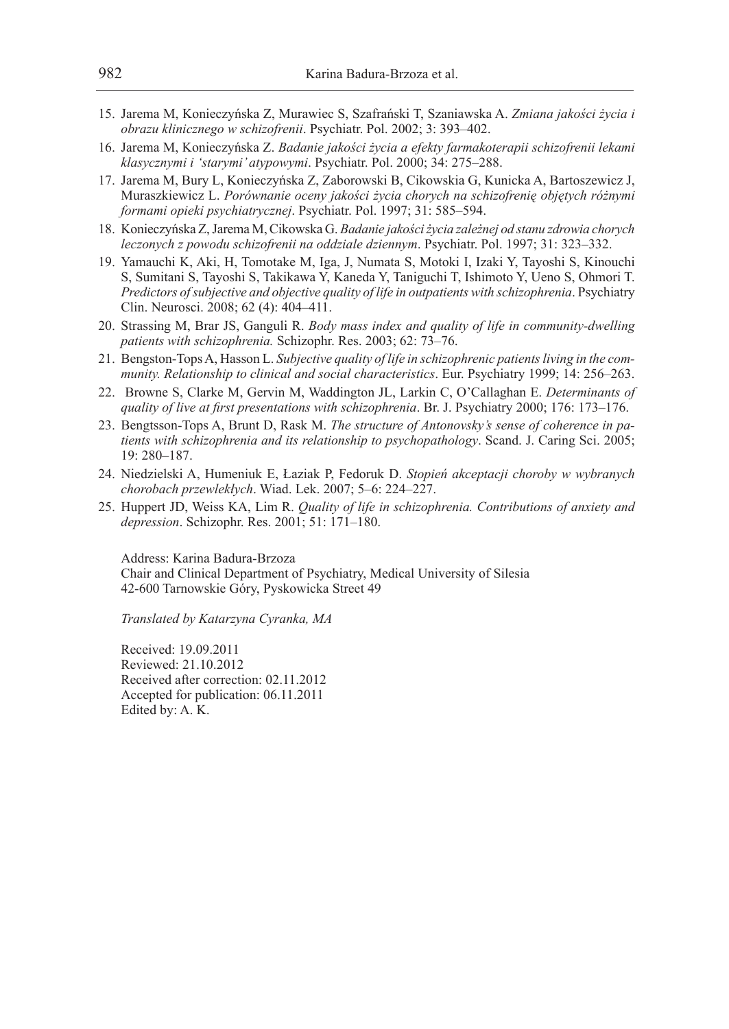15. Jarema M, Konieczyńska Z, Murawiec S, Szafrański T, Szaniawska A. *Zmiana jakości życia i obrazu klinicznego w schizofrenii*. Psychiatr. Pol. 2002; 3: 393–402.
16. Jarema M, Konieczyńska Z. *Badanie jakości życia a efekty farmakoterapii schizofrenii lekami klasycznymi i 'starymi' atypowymi*. Psychiatr. Pol. 2000; 34: 275–288.
17. Jarema M, Bury L, Konieczyńska Z, Zaborowski B, Cikowskia G, Kunicka A, Bartoszewicz J, Muraszkiewicz L. *Porównanie oceny jakości życia chorych na schizofrenię objętych różnymi formami opieki psychiatrycznej*. Psychiatr. Pol. 1997; 31: 585–594.
18. Konieczyńska Z, Jarema M, Cikowska G. *Badanie jakości życia zależnej od stanu zdrowia chorych leczonych z powodu schizofrenii na oddziale dziennym*. Psychiatr. Pol. 1997; 31: 323–332.
19. Yamauchi K, Aki, H, Tomotake M, Iga, J, Numata S, Motoki I, Izaki Y, Tayoshi S, Kinouchi S, Sumitani S, Tayoshi S, Takikawa Y, Kaneda Y, Taniguchi T, Ishimoto Y, Ueno S, Ohmori T. *Predictors of subjective and objective quality of life in outpatients with schizophrenia*. Psychiatry Clin. Neurosci. 2008; 62 (4): 404–411.
20. Strassing M, Brar JS, Ganguli R. *Body mass index and quality of life in community-dwelling patients with schizophrenia.* Schizophr. Res. 2003; 62: 73–76.
21. Bengston-Tops A, Hasson L. *Subjective quality of life in schizophrenic patients living in the community. Relationship to clinical and social characteristics*. Eur. Psychiatry 1999; 14: 256–263.
22. Browne S, Clarke M, Gervin M, Waddington JL, Larkin C, O'Callaghan E. *Determinants of quality of live at first presentations with schizophrenia*. Br. J. Psychiatry 2000; 176: 173–176.
23. Bengtsson-Tops A, Brunt D, Rask M. *The structure of Antonovsky's sense of coherence in patients with schizophrenia and its relationship to psychopathology*. Scand. J. Caring Sci. 2005; 19: 280–187.
24. Niedzielski A, Humeniuk E, Łaziak P, Fedoruk D. *Stopień akceptacji choroby w wybranych chorobach przewlekłych*. Wiad. Lek. 2007; 5–6: 224–227.
25. Huppert JD, Weiss KA, Lim R. *Quality of life in schizophrenia. Contributions of anxiety and depression*. Schizophr. Res. 2001; 51: 171–180.

Address: Karina Badura-Brzoza
Chair and Clinical Department of Psychiatry, Medical University of Silesia
42-600 Tarnowskie Góry, Pyskowicka Street 49

*Translated by Katarzyna Cyranka, MA*

Received: 19.09.2011
Reviewed: 21.10.2012
Received after correction: 02.11.2012
Accepted for publication: 06.11.2011
Edited by: A. K.